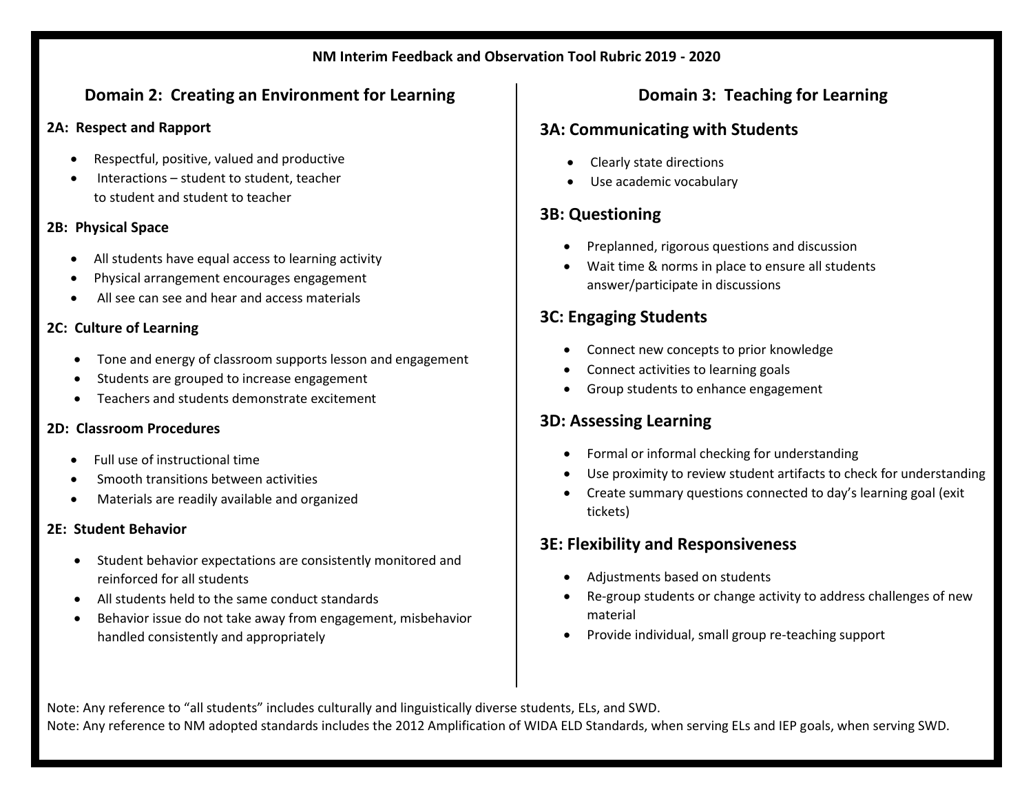**NM Interim Feedback and Observation Tool Rubric 2019 - 2020**

## Domain 2: Creating an Environment for Learning

### 2A: Respect and Rapport

- Respectful, positive, valued and productive
- Interactions – student to student, teacher to student and student to teacher

### 2B: Physical Space

- All students have equal access to learning activity
- Physical arrangement encourages engagement
- All see can see and hear and access materials

### 2C: Culture of Learning

- Tone and energy of classroom supports lesson and engagement
- Students are grouped to increase engagement
- Teachers and students demonstrate excitement

### 2D: Classroom Procedures

- Full use of instructional time
- Smooth transitions between activities
- Materials are readily available and organized

### 2E: Student Behavior

- Student behavior expectations are consistently monitored and reinforced for all students
- All students held to the same conduct standards
- Behavior issue do not take away from engagement, misbehavior handled consistently and appropriately

## Domain 3: Teaching for Learning

### 3A: Communicating with Students

- Clearly state directions
- Use academic vocabulary

### 3B: Questioning

- Preplanned, rigorous questions and discussion
- Wait time & norms in place to ensure all students answer/participate in discussions

### 3C: Engaging Students

- Connect new concepts to prior knowledge
- Connect activities to learning goals
- Group students to enhance engagement

### 3D: Assessing Learning

- Formal or informal checking for understanding
- Use proximity to review student artifacts to check for understanding
- Create summary questions connected to day's learning goal (exit tickets)

### 3E: Flexibility and Responsiveness

- Adjustments based on students
- Re-group students or change activity to address challenges of new material
- Provide individual, small group re-teaching support

Note: Any reference to "all students" includes culturally and linguistically diverse students, ELs, and SWD.
Note: Any reference to NM adopted standards includes the 2012 Amplification of WIDA ELD Standards, when serving ELs and IEP goals, when serving SWD.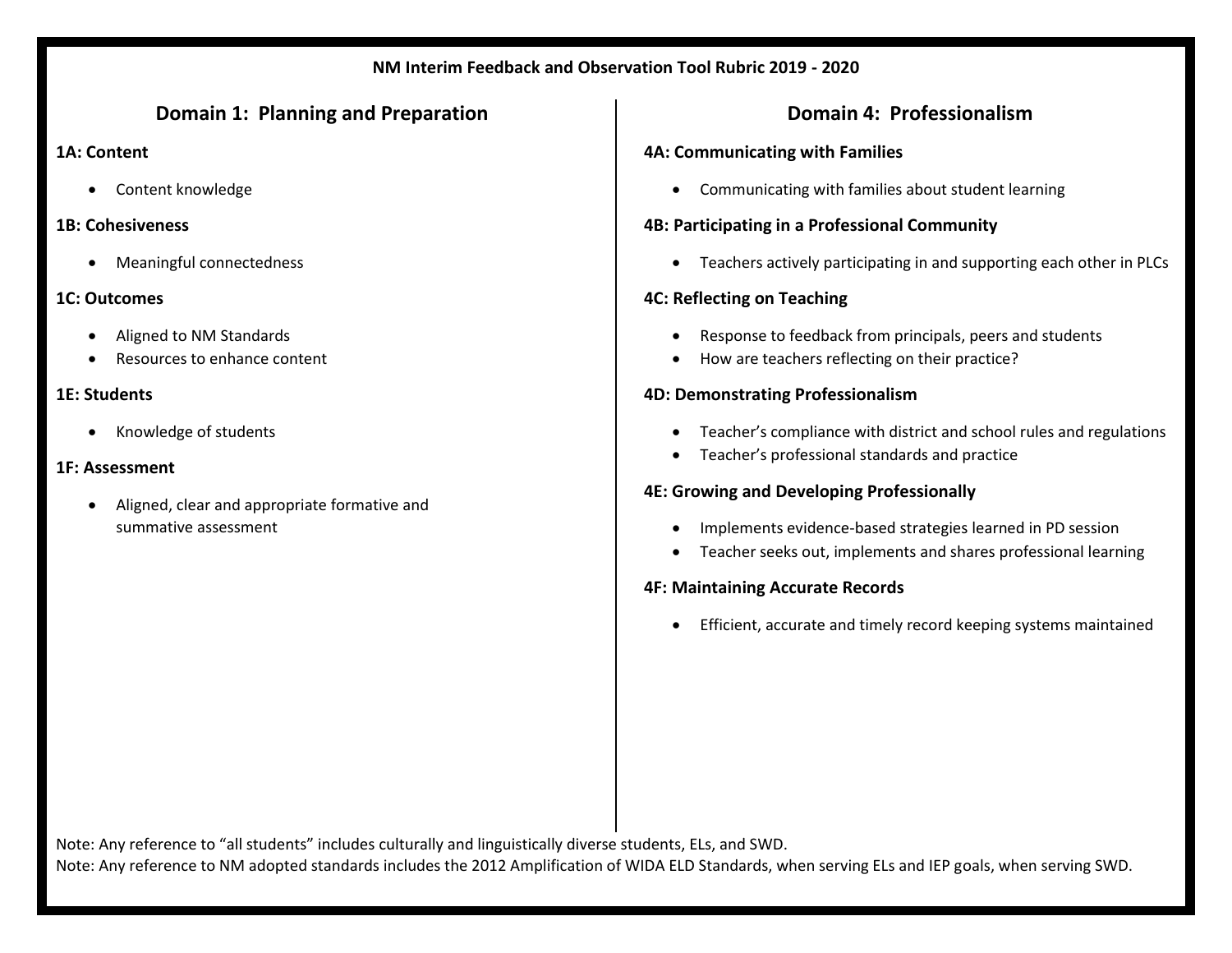**NM Interim Feedback and Observation Tool Rubric 2019 - 2020**

## Domain 1: Planning and Preparation

**1A: Content**

- Content knowledge

**1B: Cohesiveness**

- Meaningful connectedness

**1C: Outcomes**

- Aligned to NM Standards
- Resources to enhance content

**1E: Students**

- Knowledge of students

**1F: Assessment**

- Aligned, clear and appropriate formative and summative assessment

## Domain 4: Professionalism

**4A: Communicating with Families**

- Communicating with families about student learning

**4B: Participating in a Professional Community**

- Teachers actively participating in and supporting each other in PLCs

**4C: Reflecting on Teaching**

- Response to feedback from principals, peers and students
- How are teachers reflecting on their practice?

**4D: Demonstrating Professionalism**

- Teacher's compliance with district and school rules and regulations
- Teacher's professional standards and practice

**4E: Growing and Developing Professionally**

- Implements evidence-based strategies learned in PD session
- Teacher seeks out, implements and shares professional learning

**4F: Maintaining Accurate Records**

- Efficient, accurate and timely record keeping systems maintained

Note: Any reference to "all students" includes culturally and linguistically diverse students, ELs, and SWD.
Note: Any reference to NM adopted standards includes the 2012 Amplification of WIDA ELD Standards, when serving ELs and IEP goals, when serving SWD.